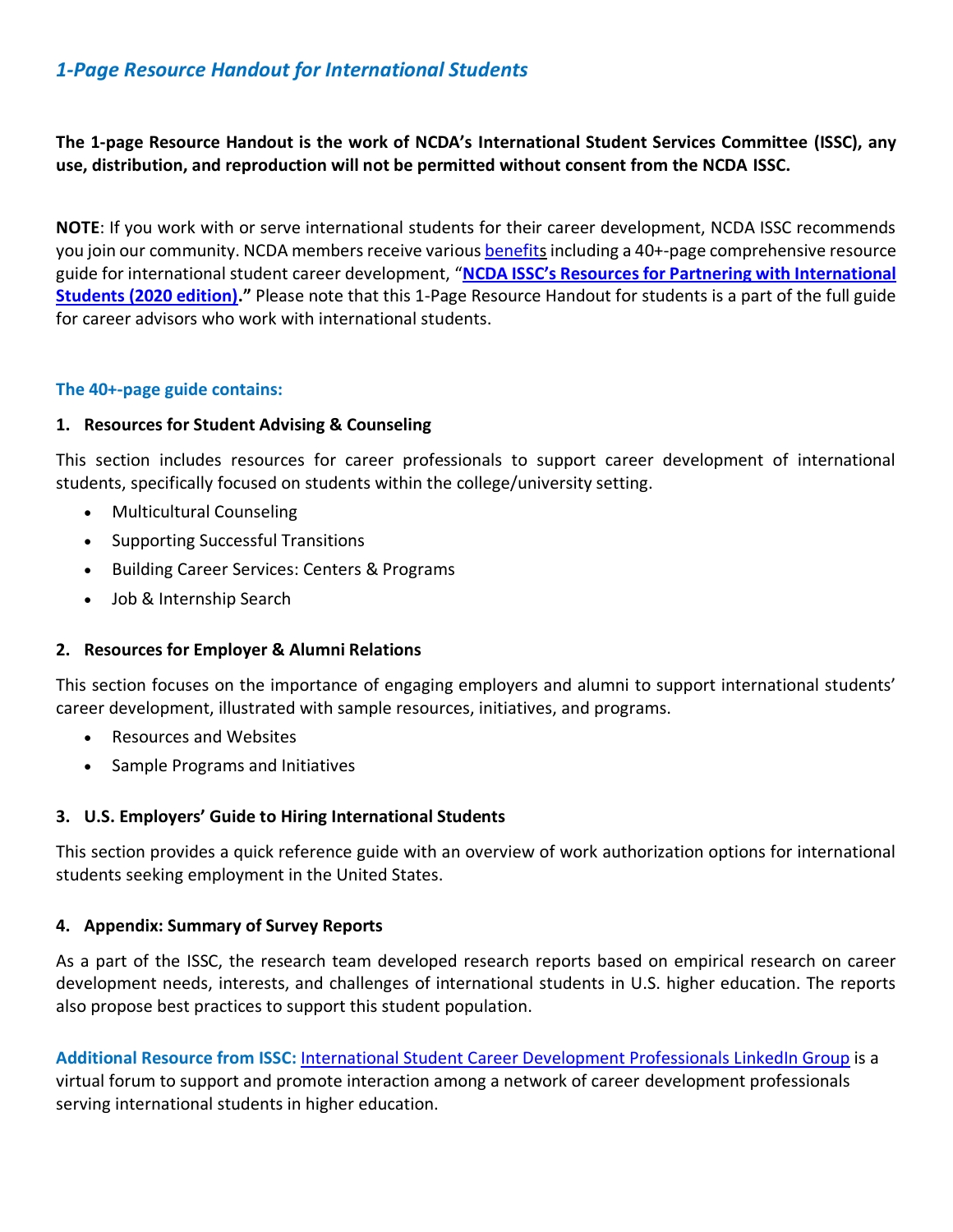## *1-Page Resource Handout for International Students*

**The 1-page Resource Handout is the work of NCDA's International Student Services Committee (ISSC), any use, distribution, and reproduction will not be permitted without consent from the NCDA ISSC.**

**NOTE**: If you work with or serve international students for their career development, NCDA ISSC recommends you join our community. NCDA members receive various benefits including a 40+-page comprehensive resource guide for international student career development, "**NCDA ISSC's Resources for Partnering with International Students (2020 edition).**" Please note that this 1-Page Resource Handout for students is a part of the full guide for career advisors who work with international students.

### The 40+-page guide contains:

**1. Resources for Student Advising & Counseling**

This section includes resources for career professionals to support career development of international students, specifically focused on students within the college/university setting.

- Multicultural Counseling
- Supporting Successful Transitions
- Building Career Services: Centers & Programs
- Job & Internship Search

**2. Resources for Employer & Alumni Relations**

This section focuses on the importance of engaging employers and alumni to support international students' career development, illustrated with sample resources, initiatives, and programs.

- Resources and Websites
- Sample Programs and Initiatives

**3. U.S. Employers' Guide to Hiring International Students**

This section provides a quick reference guide with an overview of work authorization options for international students seeking employment in the United States.

**4. Appendix: Summary of Survey Reports**

As a part of the ISSC, the research team developed research reports based on empirical research on career development needs, interests, and challenges of international students in U.S. higher education. The reports also propose best practices to support this student population.

**Additional Resource from ISSC:** International Student Career Development Professionals LinkedIn Group is a virtual forum to support and promote interaction among a network of career development professionals serving international students in higher education.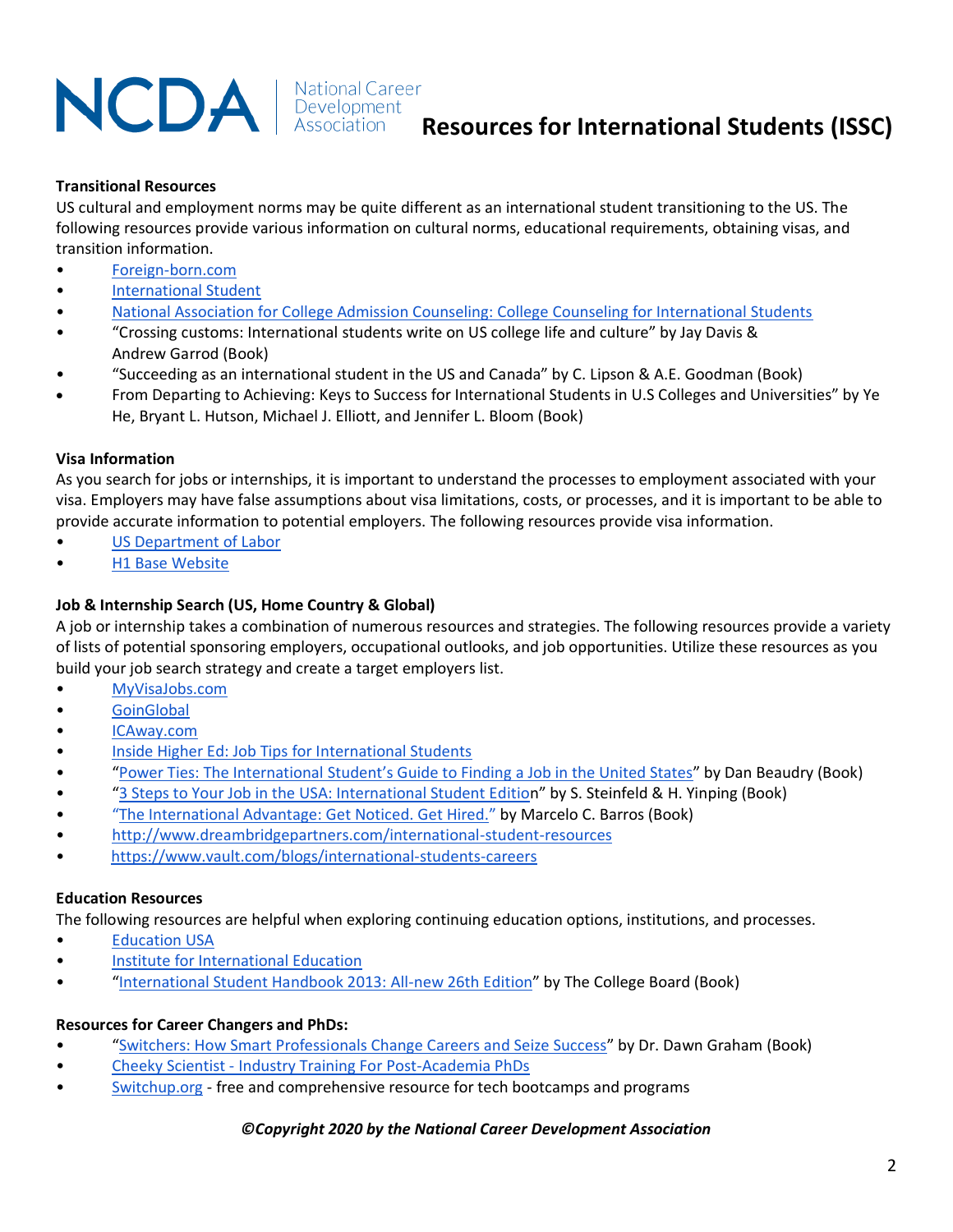# NCDA | National Career Development Association — Resources for International Students (ISSC)

**Transitional Resources**

US cultural and employment norms may be quite different as an international student transitioning to the US. The following resources provide various information on cultural norms, educational requirements, obtaining visas, and transition information.

- Foreign-born.com
- International Student
- National Association for College Admission Counseling: College Counseling for International Students
- "Crossing customs: International students write on US college life and culture" by Jay Davis & Andrew Garrod (Book)
- "Succeeding as an international student in the US and Canada" by C. Lipson & A.E. Goodman (Book)
- From Departing to Achieving: Keys to Success for International Students in U.S Colleges and Universities" by Ye He, Bryant L. Hutson, Michael J. Elliott, and Jennifer L. Bloom (Book)

**Visa Information**

As you search for jobs or internships, it is important to understand the processes to employment associated with your visa. Employers may have false assumptions about visa limitations, costs, or processes, and it is important to be able to provide accurate information to potential employers. The following resources provide visa information.

- US Department of Labor
- H1 Base Website

**Job & Internship Search (US, Home Country & Global)**

A job or internship takes a combination of numerous resources and strategies. The following resources provide a variety of lists of potential sponsoring employers, occupational outlooks, and job opportunities. Utilize these resources as you build your job search strategy and create a target employers list.

- MyVisaJobs.com
- GoinGlobal
- ICAway.com
- Inside Higher Ed: Job Tips for International Students
- "Power Ties: The International Student's Guide to Finding a Job in the United States" by Dan Beaudry (Book)
- "3 Steps to Your Job in the USA: International Student Edition" by S. Steinfeld & H. Yinping (Book)
- "The International Advantage: Get Noticed. Get Hired." by Marcelo C. Barros (Book)
- http://www.dreambridgepartners.com/international-student-resources
- https://www.vault.com/blogs/international-students-careers

**Education Resources**

The following resources are helpful when exploring continuing education options, institutions, and processes.

- Education USA
- Institute for International Education
- "International Student Handbook 2013: All-new 26th Edition" by The College Board (Book)

**Resources for Career Changers and PhDs:**

- "Switchers: How Smart Professionals Change Careers and Seize Success" by Dr. Dawn Graham (Book)
- Cheeky Scientist - Industry Training For Post-Academia PhDs
- Switchup.org - free and comprehensive resource for tech bootcamps and programs

***©Copyright 2020 by the National Career Development Association***